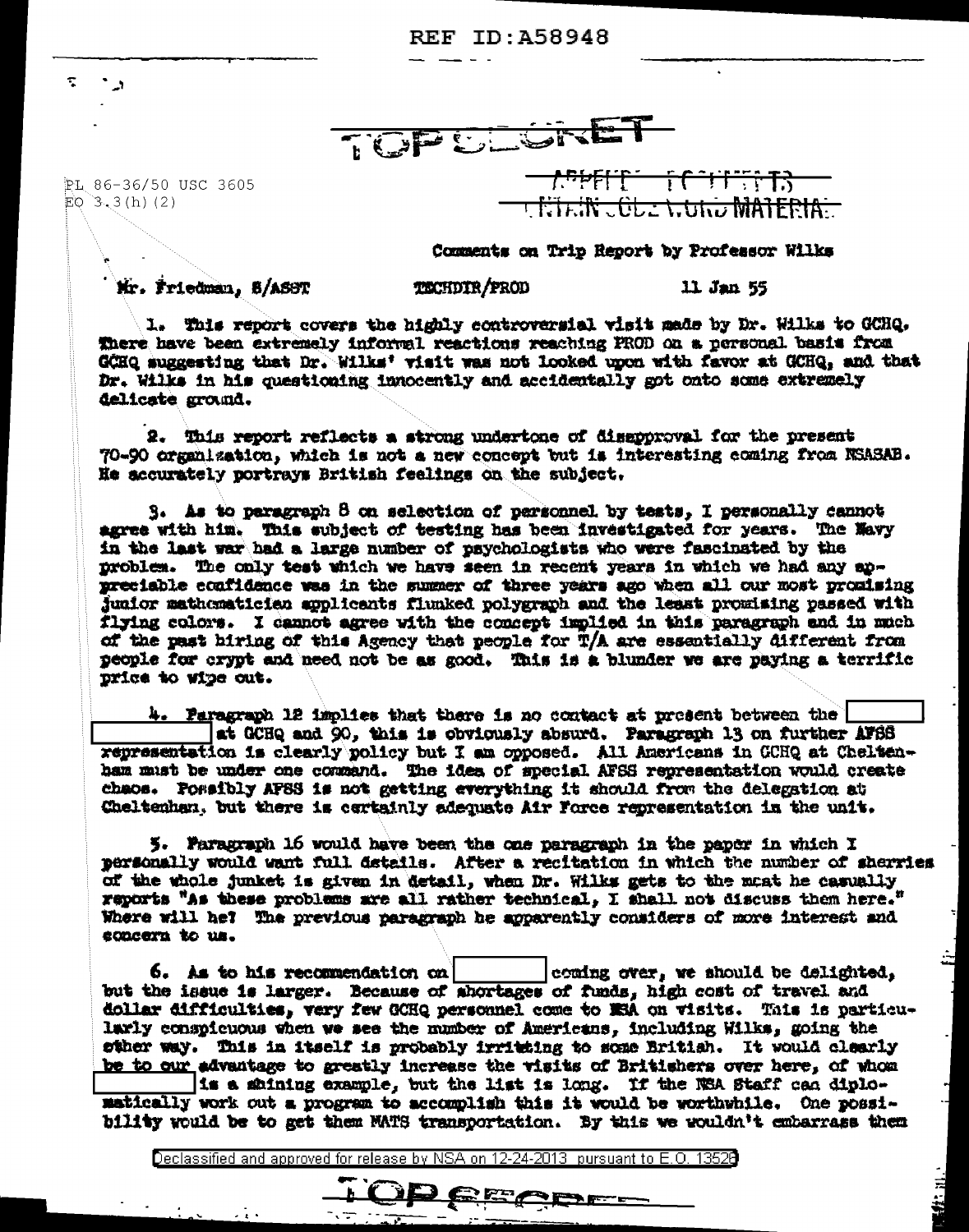REF ID:A58948

TOP SECRET

PL 86-36/50 USC 3605
EO 3.3(h)(2)

CONTAINS CODEWORD MATERIAL

Comments on Trip Report by Professor Wilks

Mr. Friedman, S/ASST TECHDIR/PROD 11 Jan 55

1. This report covers the highly controversial visit made by Dr. Wilks to GCHQ. There have been extremely informal reactions reaching PROD on a personal basis from GCHQ suggesting that Dr. Wilks' visit was not looked upon with favor at GCHQ, and that Dr. Wilks in his questioning innocently and accidentally got onto some extremely delicate ground.

2. This report reflects a strong undertone of disapproval for the present 70-90 organization, which is not a new concept but is interesting coming from NSASAB. He accurately portrays British feelings on the subject.

3. As to paragraph 8 on selection of personnel by tests, I personally cannot agree with him. This subject of testing has been investigated for years. The Navy in the last war had a large number of psychologists who were fascinated by the problem. The only test which we have seen in recent years in which we had any appreciable confidence was in the summer of three years ago when all our most promising junior mathematician applicants flunked polygraph and the least promising passed with flying colors. I cannot agree with the concept implied in this paragraph and in much of the past hiring of this Agency that people for T/A are essentially different from people for crypt and need not be as good. This is a blunder we are paying a terrific price to wipe out.

4. Paragraph 12 implies that there is no contact at present between the [redacted] at GCHQ and 90, this is obviously absurd. Paragraph 13 on further AFSS representation is clearly policy but I am opposed. All Americans in GCHQ at Cheltenham must be under one command. The idea of special AFSS representation would create chaos. Possibly AFSS is not getting everything it should from the delegation at Cheltenham, but there is certainly adequate Air Force representation in the unit.

5. Paragraph 16 would have been the one paragraph in the paper in which I personally would want full details. After a recitation in which the number of sherries of the whole junket is given in detail, when Dr. Wilks gets to the meat he casually reports "As these problems are all rather technical, I shall not discuss them here." Where will he? The previous paragraph he apparently considers of more interest and concern to us.

6. As to his recommendation on [redacted] coming over, we should be delighted, but the issue is larger. Because of shortages of funds, high cost of travel and dollar difficulties, very few GCHQ personnel come to NSA on visits. This is particularly conspicuous when we see the number of Americans, including Wilks, going the other way. This in itself is probably irritating to some British. It would clearly be to our advantage to greatly increase the visits of Britishers over here, of whom [redacted] is a shining example, but the list is long. If the NSA Staff can diplomatically work out a program to accomplish this it would be worthwhile. One possibility would be to get them MATS transportation. By this we wouldn't embarrass them

Declassified and approved for release by NSA on 12-24-2013 pursuant to E.O. 13526

TOP SECRET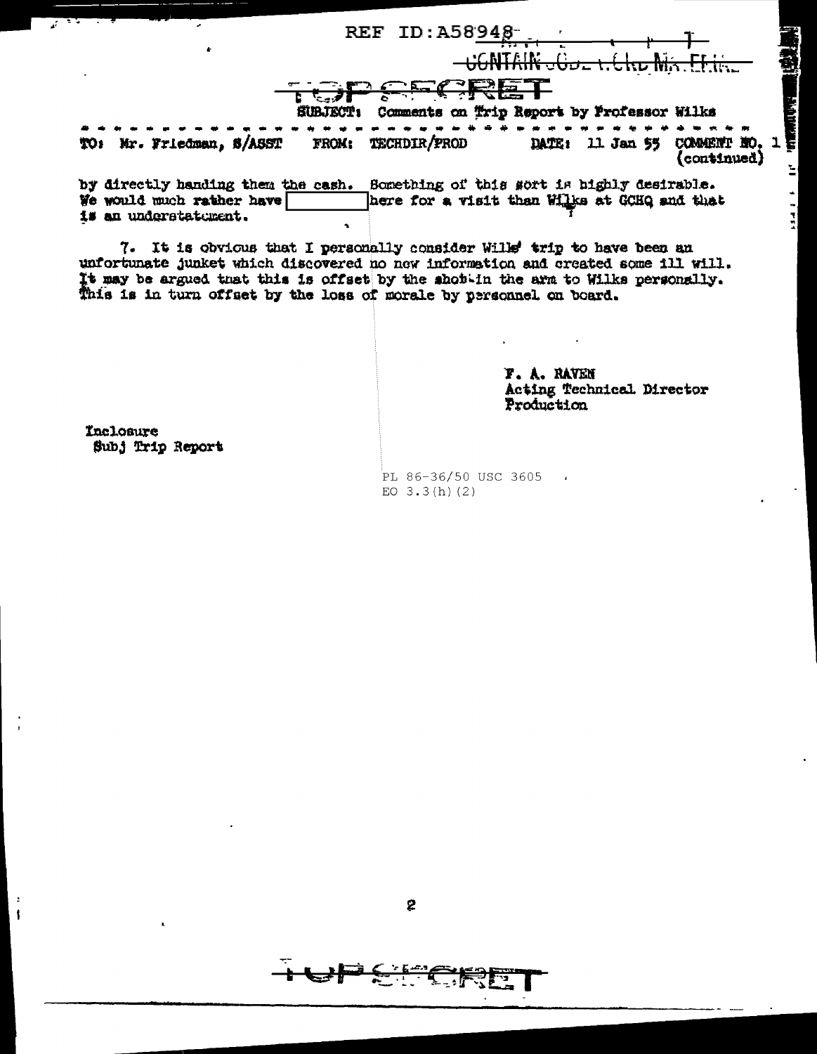REF ID:A58948

CONTAIN CODE WORD MATERIAL

TOP SECRET

SUBJECT: Comments on Trip Report by Professor Wilks

TO: Mr. Friedman, S/ASST FROM: TECHDIR/PROD DATE: 11 Jan 55 COMMENT NO. 1 (continued)

by directly handing them the cash. Something of this sort is highly desirable. We would much rather have [ ] here for a visit than Wilks at GCHQ and that is an understatement.

7. It is obvious that I personally consider Wilks' trip to have been an unfortunate junket which discovered no new information and created some ill will. It may be argued that this is offset by the shot in the arm to Wilks personally. This is in turn offset by the loss of morale by personnel on board.

F. A. RAVEN
Acting Technical Director
Production

Inclosure
Subj Trip Report

PL 86-36/50 USC 3605
EO 3.3(h)(2)

TOP SECRET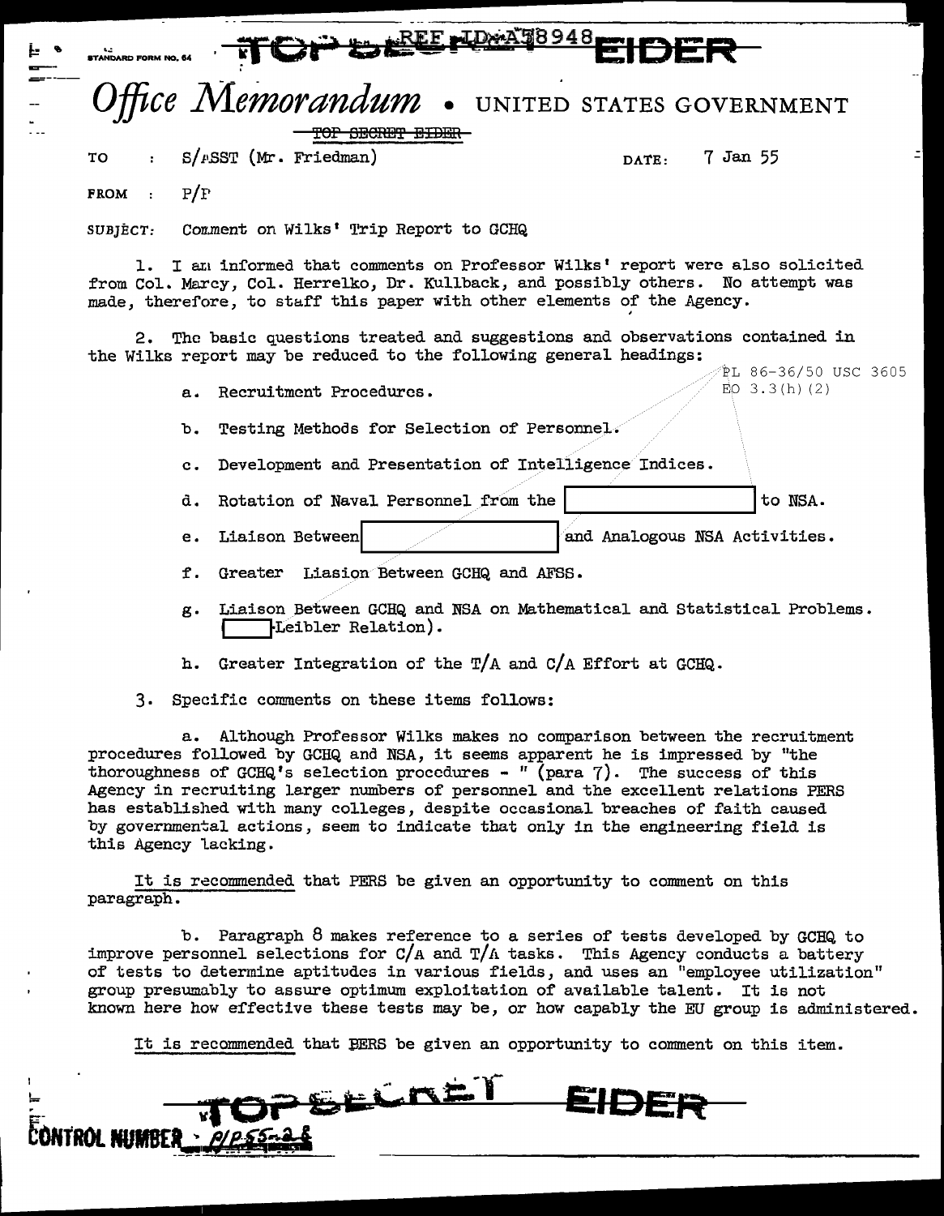REF ID:A38948

TOP SECRET EIDER

STANDARD FORM NO. 64

# *Office Memorandum* • UNITED STATES GOVERNMENT

~~TOP SECRET EIDER~~

TO : S/ASST (Mr. Friedman) DATE: 7 Jan 55

FROM : P/P

SUBJECT: Comment on Wilks' Trip Report to GCHQ

1. I am informed that comments on Professor Wilks' report were also solicited from Col. Marcy, Col. Herrelko, Dr. Kullback, and possibly others. No attempt was made, therefore, to staff this paper with other elements of the Agency.

2. The basic questions treated and suggestions and observations contained in the Wilks report may be reduced to the following general headings:

PL 86-36/50 USC 3605
EO 3.3(h)(2)

a. Recruitment Procedures.

b. Testing Methods for Selection of Personnel.

c. Development and Presentation of Intelligence Indices.

d. Rotation of Naval Personnel from the [redacted] to NSA.

e. Liaison Between [redacted] and Analogous NSA Activities.

f. Greater Liasion Between GCHQ and AFSS.

g. Liaison Between GCHQ and NSA on Mathematical and Statistical Problems. ([redacted]-Leibler Relation).

h. Greater Integration of the T/A and C/A Effort at GCHQ.

3. Specific comments on these items follows:

a. Although Professor Wilks makes no comparison between the recruitment procedures followed by GCHQ and NSA, it seems apparent he is impressed by "the thoroughness of GCHQ's selection procedures - " (para 7). The success of this Agency in recruiting larger numbers of personnel and the excellent relations PERS has established with many colleges, despite occasional breaches of faith caused by governmental actions, seem to indicate that only in the engineering field is this Agency lacking.

<u>It is recommended</u> that PERS be given an opportunity to comment on this paragraph.

b. Paragraph 8 makes reference to a series of tests developed by GCHQ to improve personnel selections for C/A and T/A tasks. This Agency conducts a battery of tests to determine aptitudes in various fields, and uses an "employee utilization" group presumably to assure optimum exploitation of available talent. It is not known here how effective these tests may be, or how capably the EU group is administered.

<u>It is recommended</u> that PERS be given an opportunity to comment on this item.

TOP SECRET EIDER

CONTROL NUMBER : P/P55-28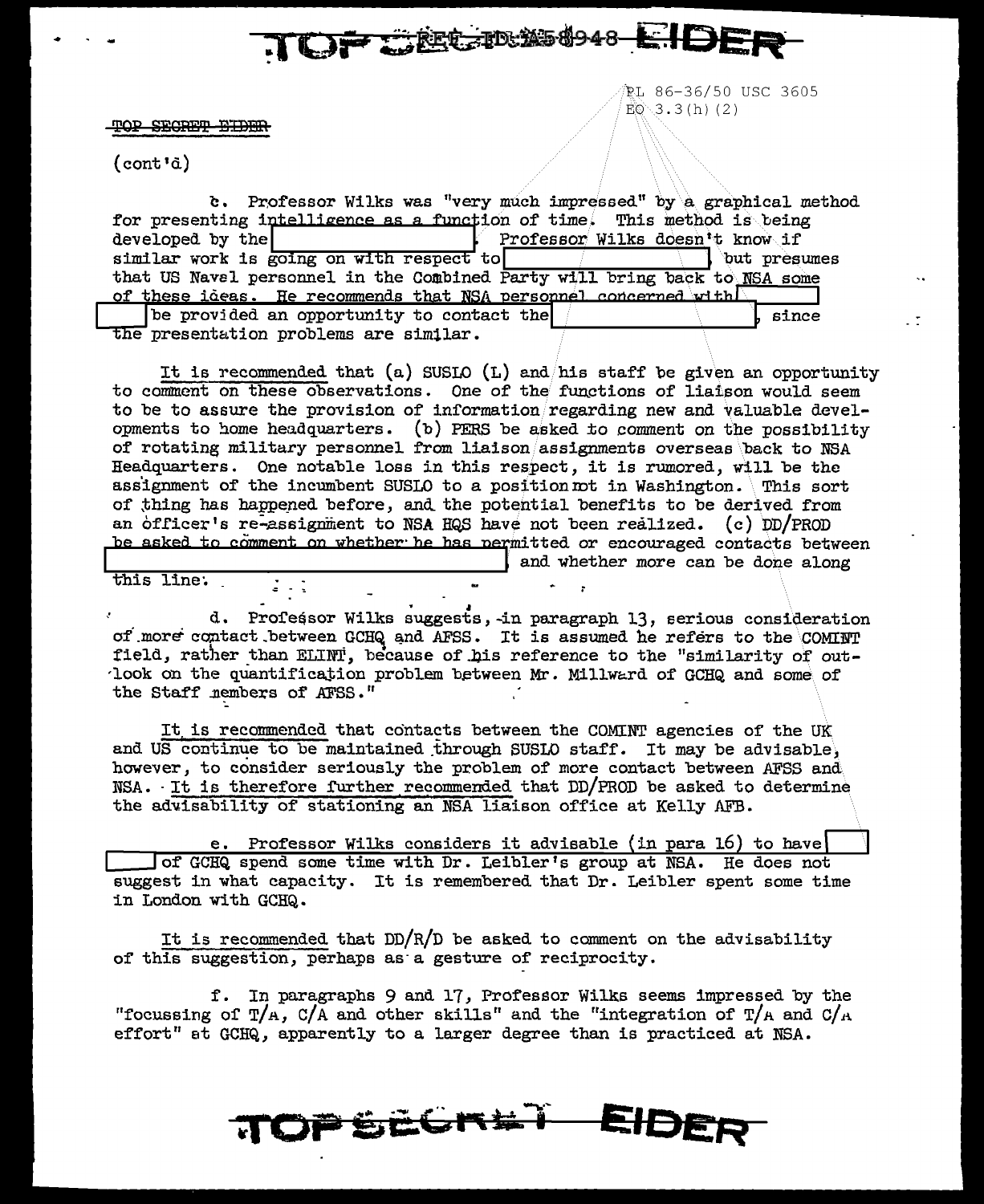PL 86-36/50 USC 3605
EO 3.3(h)(2)

~~TOP SECRET EIDER~~

(cont'd)

c. Professor Wilks was "very much impressed" by a graphical method for presenting intelligence as a function of time. This method is being developed by the [redacted]. Professor Wilks doesn't know if similar work is going on with respect to [redacted], but presumes that US Navel personnel in the Combined Party will bring back to NSA some of these ideas. He recommends that NSA personnel concerned with [redacted] be provided an opportunity to contact the [redacted], since the presentation problems are similar.

It is recommended that (a) SUSLO (L) and his staff be given an opportunity to comment on these observations. One of the functions of liaison would seem to be to assure the provision of information regarding new and valuable developments to home headquarters. (b) PERS be asked to comment on the possibility of rotating military personnel from liaison assignments overseas back to NSA Headquarters. One notable loss in this respect, it is rumored, will be the assignment of the incumbent SUSLO to a position not in Washington. This sort of thing has happened before, and the potential benefits to be derived from an officer's re-assignment to NSA HQS have not been realized. (c) DD/PROD be asked to comment on whether he has permitted or encouraged contacts between [redacted] and whether more can be done along this line.

d. Professor Wilks suggests, in paragraph 13, serious consideration of more contact between GCHQ and AFSS. It is assumed he refers to the COMINT field, rather than ELINT, because of his reference to the "similarity of outlook on the quantification problem between Mr. Millward of GCHQ and some of the Staff members of AFSS."

It is recommended that contacts between the COMINT agencies of the UK and US continue to be maintained through SUSLO staff. It may be advisable, however, to consider seriously the problem of more contact between AFSS and NSA. It is therefore further recommended that DD/PROD be asked to determine the advisability of stationing an NSA liaison office at Kelly AFB.

e. Professor Wilks considers it advisable (in para 16) to have [redacted] of GCHQ spend some time with Dr. Leibler's group at NSA. He does not suggest in what capacity. It is remembered that Dr. Leibler spent some time in London with GCHQ.

It is recommended that DD/R/D be asked to comment on the advisability of this suggestion, perhaps as a gesture of reciprocity.

f. In paragraphs 9 and 17, Professor Wilks seems impressed by the "focussing of T/A, C/A and other skills" and the "integration of T/A and C/A effort" at GCHQ, apparently to a larger degree than is practiced at NSA.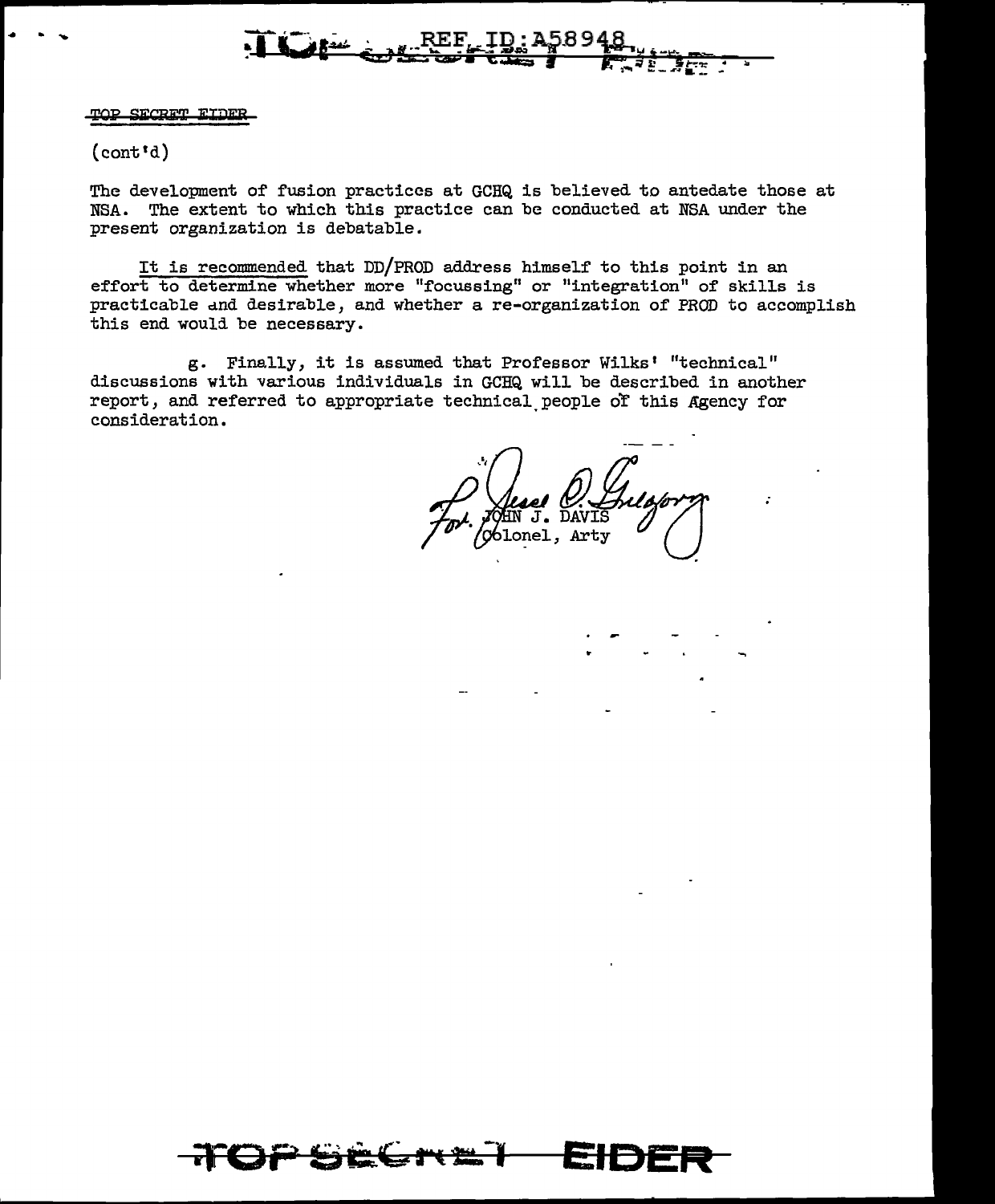TOP SECRET EIDER

(cont'd)

The development of fusion practices at GCHQ is believed to antedate those at NSA. The extent to which this practice can be conducted at NSA under the present organization is debatable.

It is recommended that DD/PROD address himself to this point in an effort to determine whether more "focussing" or "integration" of skills is practicable and desirable, and whether a re-organization of PROD to accomplish this end would be necessary.

g. Finally, it is assumed that Professor Wilks' "technical" discussions with various individuals in GCHQ will be described in another report, and referred to appropriate technical people of this Agency for consideration.

For. Jesse O. Gregory
JOHN J. DAVIS
Colonel, Arty

TOP SECRET EIDER